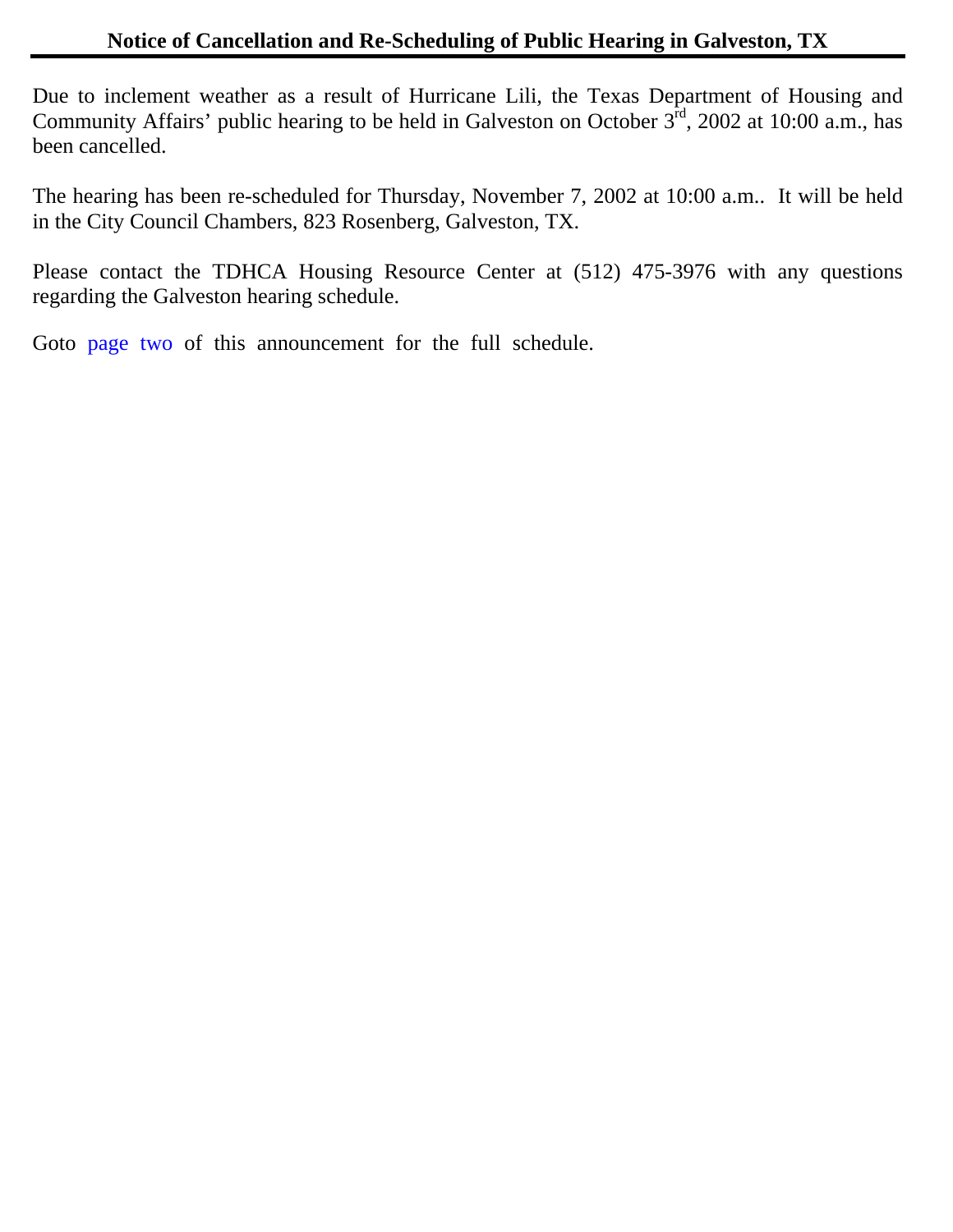## Notice of Cancellation and Re-Scheduling of Public Hearing in Galveston, TX

Due to inclement weather as a result of Hurricane Lili, the Texas Department of Housing and Community Affairs' public hearing to be held in Galveston on October 3rd, 2002 at 10:00 a.m., has been cancelled.

The hearing has been re-scheduled for Thursday, November 7, 2002 at 10:00 a.m.. It will be held in the City Council Chambers, 823 Rosenberg, Galveston, TX.

Please contact the TDHCA Housing Resource Center at (512) 475-3976 with any questions regarding the Galveston hearing schedule.

Goto page two of this announcement for the full schedule.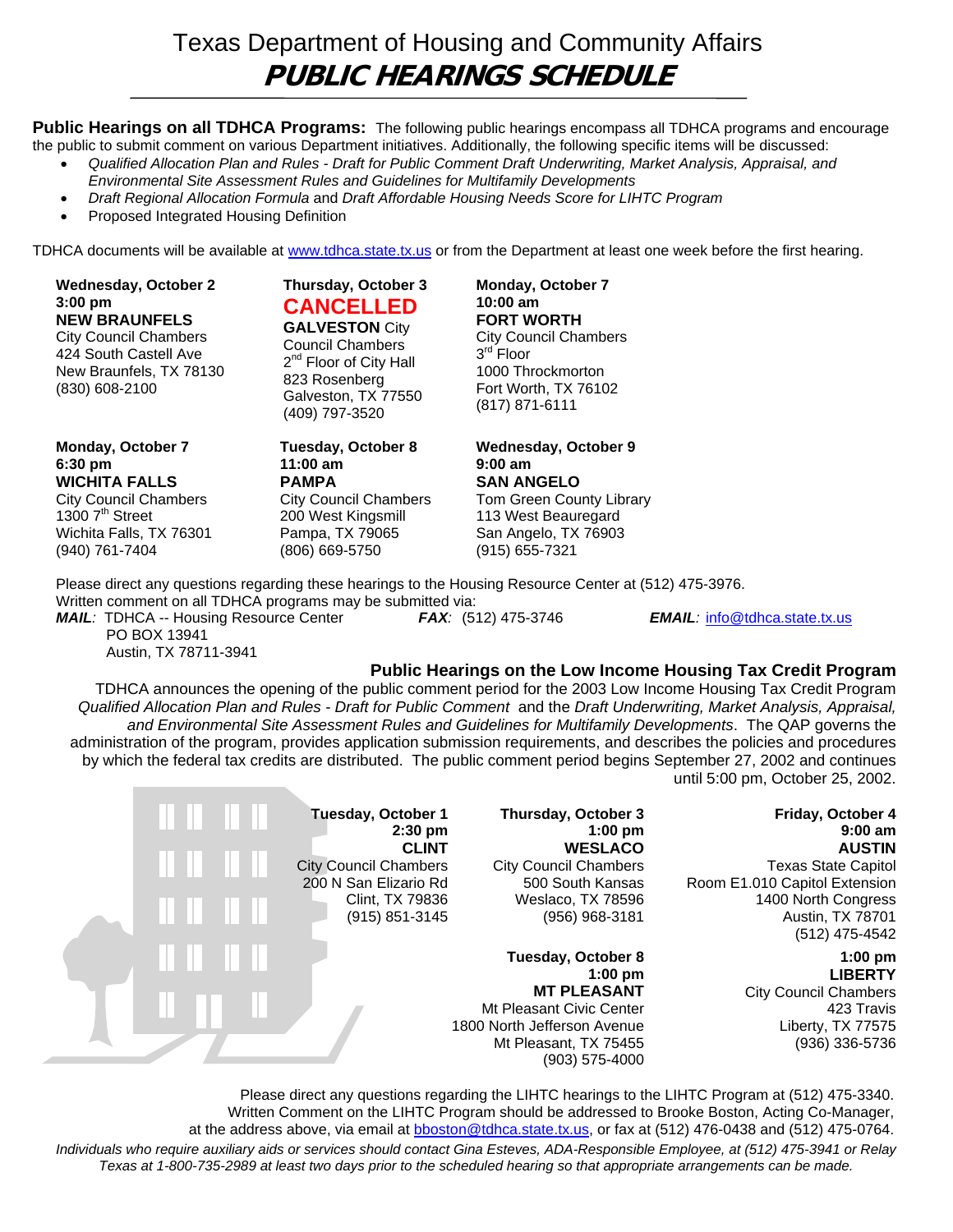# Texas Department of Housing and Community Affairs
# PUBLIC HEARINGS SCHEDULE

**Public Hearings on all TDHCA Programs:** The following public hearings encompass all TDHCA programs and encourage the public to submit comment on various Department initiatives. Additionally, the following specific items will be discussed:

- *Qualified Allocation Plan and Rules - Draft for Public Comment Draft Underwriting, Market Analysis, Appraisal, and Environmental Site Assessment Rules and Guidelines for Multifamily Developments*
- *Draft Regional Allocation Formula* and *Draft Affordable Housing Needs Score for LIHTC Program*
- Proposed Integrated Housing Definition

TDHCA documents will be available at www.tdhca.state.tx.us or from the Department at least one week before the first hearing.

**Wednesday, October 2**
**3:00 pm**
**NEW BRAUNFELS**
City Council Chambers
424 South Castell Ave
New Braunfels, TX 78130
(830) 608-2100

**Thursday, October 3**
**CANCELLED**
**GALVESTON** City Council Chambers
2nd Floor of City Hall
823 Rosenberg
Galveston, TX 77550
(409) 797-3520

**Monday, October 7**
**10:00 am**
**FORT WORTH**
City Council Chambers
3rd Floor
1000 Throckmorton
Fort Worth, TX 76102
(817) 871-6111

**Monday, October 7**
**6:30 pm**
**WICHITA FALLS**
City Council Chambers
1300 7th Street
Wichita Falls, TX 76301
(940) 761-7404

**Tuesday, October 8**
**11:00 am**
**PAMPA**
City Council Chambers
200 West Kingsmill
Pampa, TX 79065
(806) 669-5750

**Wednesday, October 9**
**9:00 am**
**SAN ANGELO**
Tom Green County Library
113 West Beauregard
San Angelo, TX 76903
(915) 655-7321

Please direct any questions regarding these hearings to the Housing Resource Center at (512) 475-3976.
Written comment on all TDHCA programs may be submitted via:

***MAIL***: TDHCA -- Housing Resource Center
PO BOX 13941
Austin, TX 78711-3941

***FAX***: (512) 475-3746

***EMAIL***: info@tdhca.state.tx.us

## Public Hearings on the Low Income Housing Tax Credit Program

TDHCA announces the opening of the public comment period for the 2003 Low Income Housing Tax Credit Program *Qualified Allocation Plan and Rules - Draft for Public Comment* and the *Draft Underwriting, Market Analysis, Appraisal, and Environmental Site Assessment Rules and Guidelines for Multifamily Developments*. The QAP governs the administration of the program, provides application submission requirements, and describes the policies and procedures by which the federal tax credits are distributed. The public comment period begins September 27, 2002 and continues until 5:00 pm, October 25, 2002.

**Tuesday, October 1**
**2:30 pm**
**CLINT**
City Council Chambers
200 N San Elizario Rd
Clint, TX 79836
(915) 851-3145

**Thursday, October 3**
**1:00 pm**
**WESLACO**
City Council Chambers
500 South Kansas
Weslaco, TX 78596
(956) 968-3181

**Friday, October 4**
**9:00 am**
**AUSTIN**
Texas State Capitol
Room E1.010 Capitol Extension
1400 North Congress
Austin, TX 78701
(512) 475-4542

**Tuesday, October 8**
**1:00 pm**
**MT PLEASANT**
Mt Pleasant Civic Center
1800 North Jefferson Avenue
Mt Pleasant, TX 75455
(903) 575-4000

**1:00 pm**
**LIBERTY**
City Council Chambers
423 Travis
Liberty, TX 77575
(936) 336-5736

Please direct any questions regarding the LIHTC hearings to the LIHTC Program at (512) 475-3340.
Written Comment on the LIHTC Program should be addressed to Brooke Boston, Acting Co-Manager, at the address above, via email at bboston@tdhca.state.tx.us, or fax at (512) 476-0438 and (512) 475-0764.

*Individuals who require auxiliary aids or services should contact Gina Esteves, ADA-Responsible Employee, at (512) 475-3941 or Relay Texas at 1-800-735-2989 at least two days prior to the scheduled hearing so that appropriate arrangements can be made.*